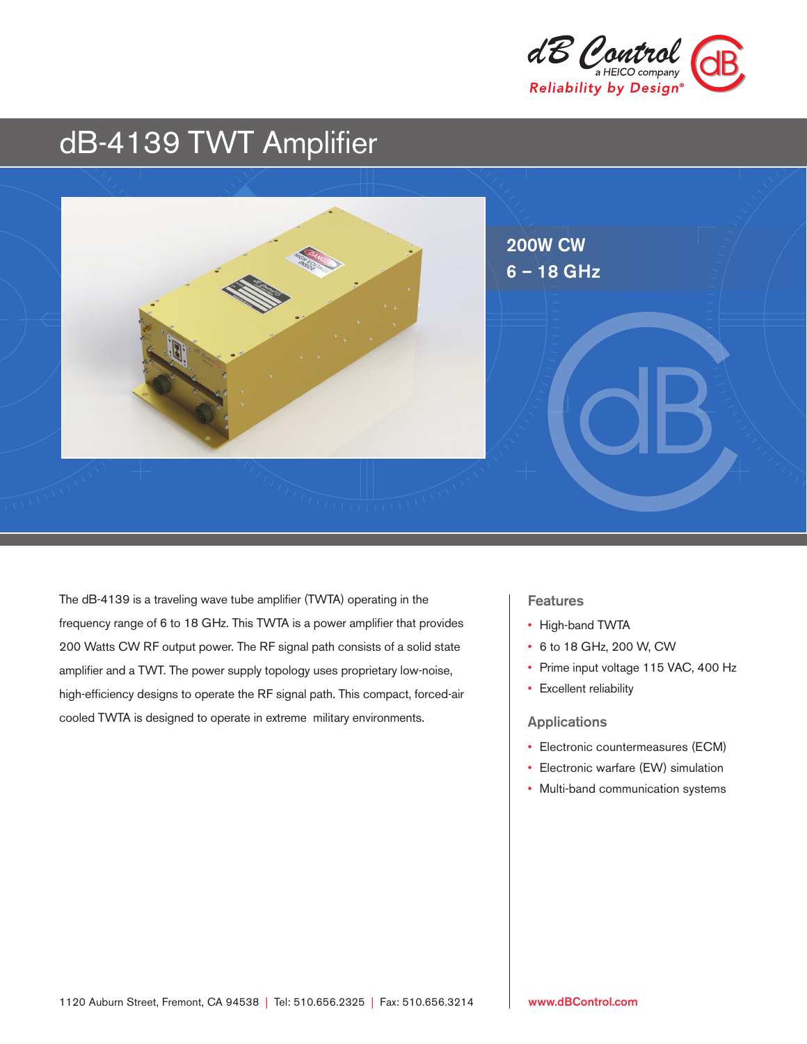dB Control
a HEICO company
Reliability by Design®

# dB-4139 TWT Amplifier

**200W CW**
**6 – 18 GHz**

The dB-4139 is a traveling wave tube amplifier (TWTA) operating in the frequency range of 6 to 18 GHz. This TWTA is a power amplifier that provides 200 Watts CW RF output power. The RF signal path consists of a solid state amplifier and a TWT. The power supply topology uses proprietary low-noise, high-efficiency designs to operate the RF signal path. This compact, forced-air cooled TWTA is designed to operate in extreme military environments.

## Features

- High-band TWTA
- 6 to 18 GHz, 200 W, CW
- Prime input voltage 115 VAC, 400 Hz
- Excellent reliability

## Applications

- Electronic countermeasures (ECM)
- Electronic warfare (EW) simulation
- Multi-band communication systems

1120 Auburn Street, Fremont, CA 94538 | Tel: 510.656.2325 | Fax: 510.656.3214 www.dBControl.com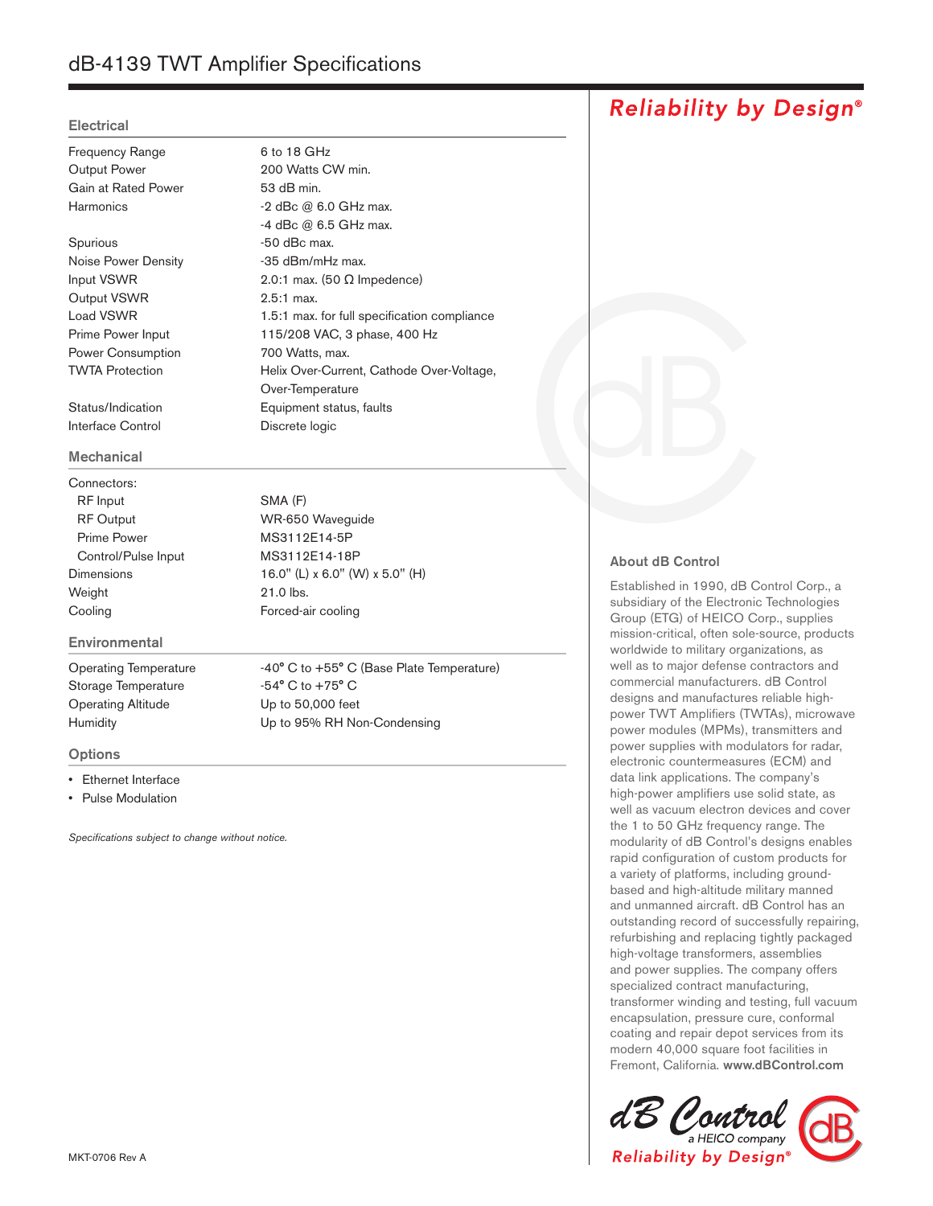# dB-4139 TWT Amplifier Specifications

## Electrical

| | |
|---|---|
| Frequency Range | 6 to 18 GHz |
| Output Power | 200 Watts CW min. |
| Gain at Rated Power | 53 dB min. |
| Harmonics | -2 dBc @ 6.0 GHz max.<br>-4 dBc @ 6.5 GHz max. |
| Spurious | -50 dBc max. |
| Noise Power Density | -35 dBm/mHz max. |
| Input VSWR | 2.0:1 max. (50 Ω Impedence) |
| Output VSWR | 2.5:1 max. |
| Load VSWR | 1.5:1 max. for full specification compliance |
| Prime Power Input | 115/208 VAC, 3 phase, 400 Hz |
| Power Consumption | 700 Watts, max. |
| TWTA Protection | Helix Over-Current, Cathode Over-Voltage, Over-Temperature |
| Status/Indication | Equipment status, faults |
| Interface Control | Discrete logic |

## Mechanical

| | |
|---|---|
| Connectors: | |
| RF Input | SMA (F) |
| RF Output | WR-650 Waveguide |
| Prime Power | MS3112E14-5P |
| Control/Pulse Input | MS3112E14-18P |
| Dimensions | 16.0" (L) x 6.0" (W) x 5.0" (H) |
| Weight | 21.0 lbs. |
| Cooling | Forced-air cooling |

## Environmental

| | |
|---|---|
| Operating Temperature | -40° C to +55° C (Base Plate Temperature) |
| Storage Temperature | -54° C to +75° C |
| Operating Altitude | Up to 50,000 feet |
| Humidity | Up to 95% RH Non-Condensing |

## Options

- Ethernet Interface
- Pulse Modulation

*Specifications subject to change without notice.*

MKT-0706 Rev A

*Reliability by Design®*

### About dB Control

Established in 1990, dB Control Corp., a subsidiary of the Electronic Technologies Group (ETG) of HEICO Corp., supplies mission-critical, often sole-source, products worldwide to military organizations, as well as to major defense contractors and commercial manufacturers. dB Control designs and manufactures reliable high-power TWT Amplifiers (TWTAs), microwave power modules (MPMs), transmitters and power supplies with modulators for radar, electronic countermeasures (ECM) and data link applications. The company's high-power amplifiers use solid state, as well as vacuum electron devices and cover the 1 to 50 GHz frequency range. The modularity of dB Control's designs enables rapid configuration of custom products for a variety of platforms, including ground-based and high-altitude military manned and unmanned aircraft. dB Control has an outstanding record of successfully repairing, refurbishing and replacing tightly packaged high-voltage transformers, assemblies and power supplies. The company offers specialized contract manufacturing, transformer winding and testing, full vacuum encapsulation, pressure cure, conformal coating and repair depot services from its modern 40,000 square foot facilities in Fremont, California. **www.dBControl.com**

dB Control
a HEICO company
*Reliability by Design®*